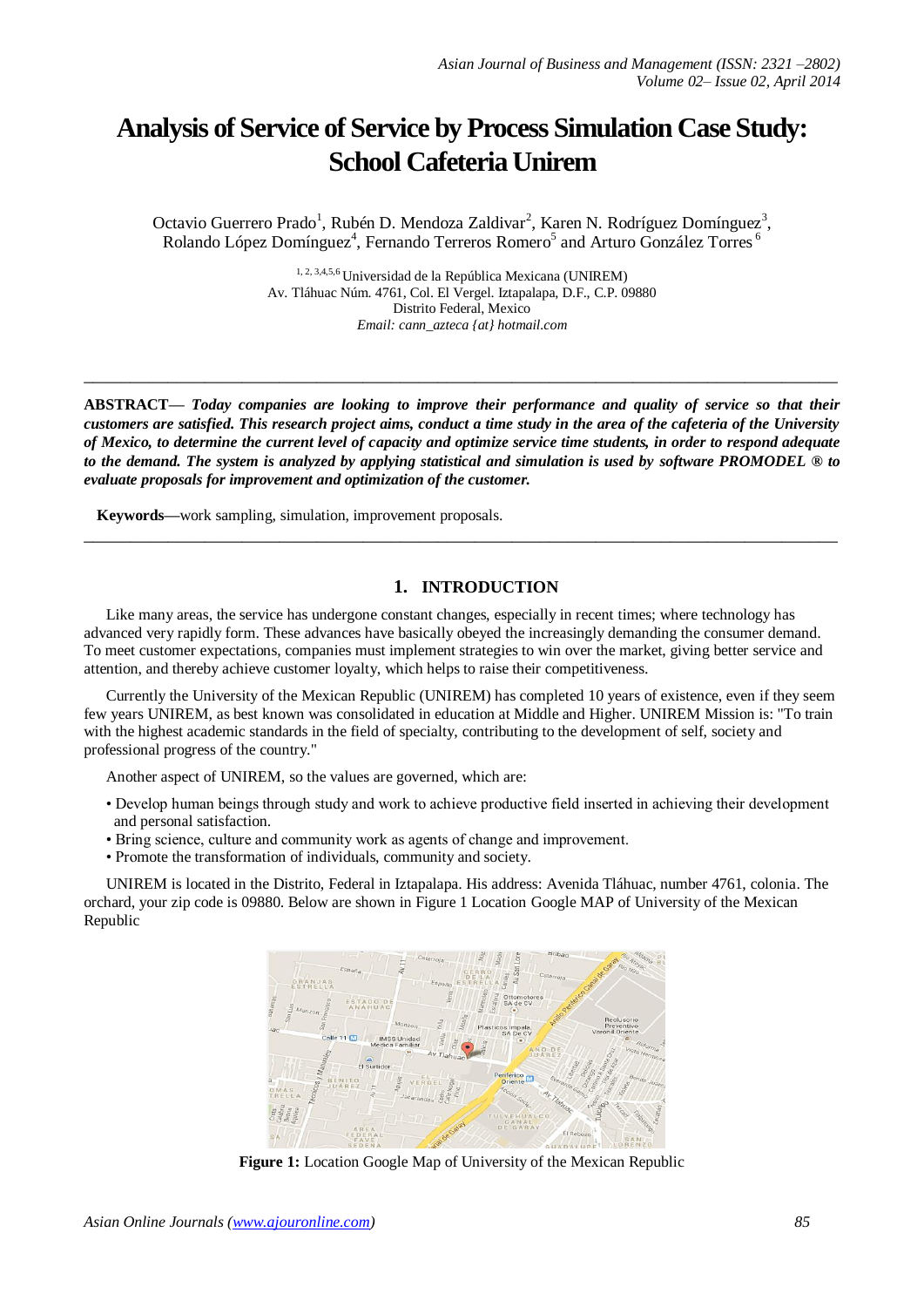# Analysis of Service of Service by Process Simulation Case Study: School Cafeteria Unirem

Octavio Guerrero Prado[1], Rubén D. Mendoza Zaldivar[2], Karen N. Rodríguez Domínguez[3], Rolando López Domínguez[4], Fernando Terreros Romero[5] and Arturo González Torres[6]

[1, 2, 3,4,5,6] Universidad de la República Mexicana (UNIREM)
Av. Tláhuac Núm. 4761, Col. El Vergel. Iztapalapa, D.F., C.P. 09880
Distrito Federal, Mexico
*Email: cann_azteca {at} hotmail.com*

---

**ABSTRACT—** ***Today companies are looking to improve their performance and quality of service so that their customers are satisfied. This research project aims, conduct a time study in the area of the cafeteria of the University of Mexico, to determine the current level of capacity and optimize service time students, in order to respond adequate to the demand. The system is analyzed by applying statistical and simulation is used by software PROMODEL ® to evaluate proposals for improvement and optimization of the customer.***

**Keywords—**work sampling, simulation, improvement proposals.

---

## 1. INTRODUCTION

Like many areas, the service has undergone constant changes, especially in recent times; where technology has advanced very rapidly form. These advances have basically obeyed the increasingly demanding the consumer demand. To meet customer expectations, companies must implement strategies to win over the market, giving better service and attention, and thereby achieve customer loyalty, which helps to raise their competitiveness.

Currently the University of the Mexican Republic (UNIREM) has completed 10 years of existence, even if they seem few years UNIREM, as best known was consolidated in education at Middle and Higher. UNIREM Mission is: "To train with the highest academic standards in the field of specialty, contributing to the development of self, society and professional progress of the country."

Another aspect of UNIREM, so the values are governed, which are:

- Develop human beings through study and work to achieve productive field inserted in achieving their development and personal satisfaction.
- Bring science, culture and community work as agents of change and improvement.
- Promote the transformation of individuals, community and society.

UNIREM is located in the Distrito, Federal in Iztapalapa. His address: Avenida Tláhuac, number 4761, colonia. The orchard, your zip code is 09880. Below are shown in Figure 1 Location Google MAP of University of the Mexican Republic

**Figure 1:** Location Google Map of University of the Mexican Republic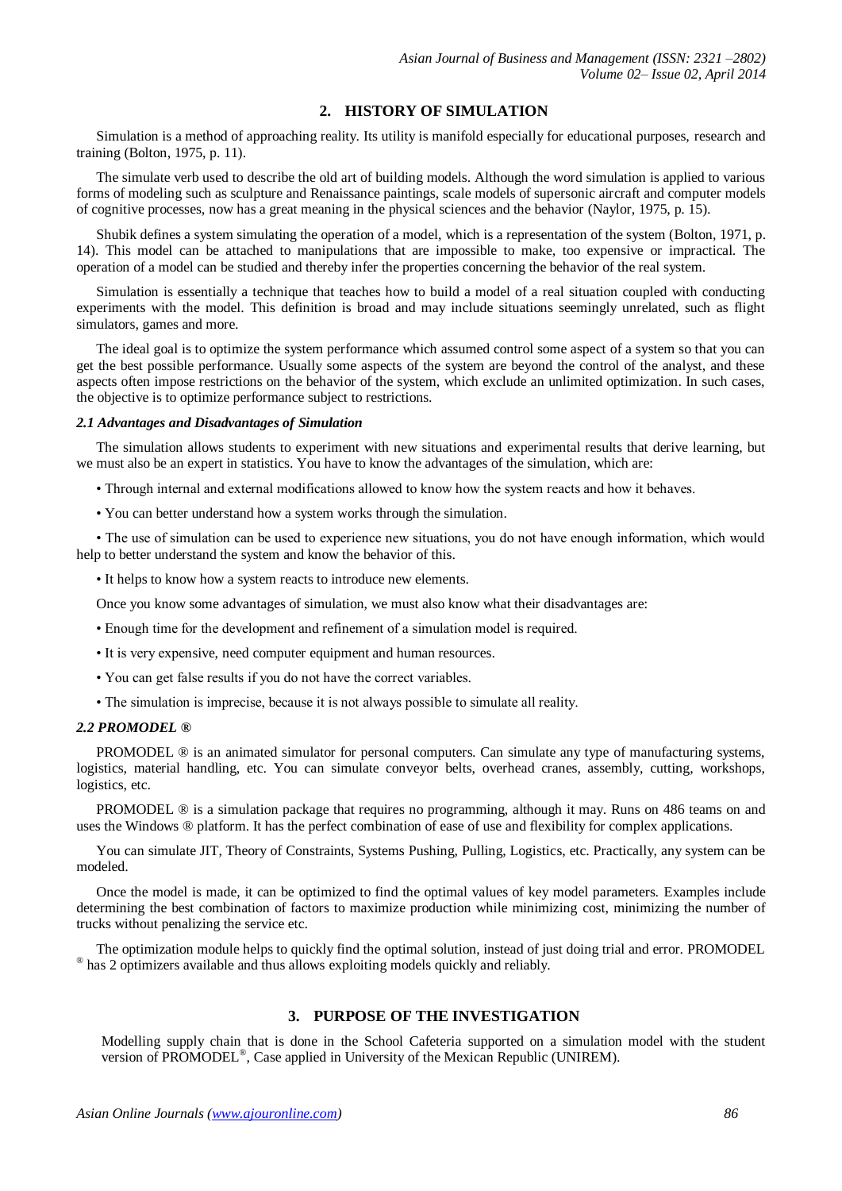## 2. HISTORY OF SIMULATION

Simulation is a method of approaching reality. Its utility is manifold especially for educational purposes, research and training (Bolton, 1975, p. 11).

The simulate verb used to describe the old art of building models. Although the word simulation is applied to various forms of modeling such as sculpture and Renaissance paintings, scale models of supersonic aircraft and computer models of cognitive processes, now has a great meaning in the physical sciences and the behavior (Naylor, 1975, p. 15).

Shubik defines a system simulating the operation of a model, which is a representation of the system (Bolton, 1971, p. 14). This model can be attached to manipulations that are impossible to make, too expensive or impractical. The operation of a model can be studied and thereby infer the properties concerning the behavior of the real system.

Simulation is essentially a technique that teaches how to build a model of a real situation coupled with conducting experiments with the model. This definition is broad and may include situations seemingly unrelated, such as flight simulators, games and more.

The ideal goal is to optimize the system performance which assumed control some aspect of a system so that you can get the best possible performance. Usually some aspects of the system are beyond the control of the analyst, and these aspects often impose restrictions on the behavior of the system, which exclude an unlimited optimization. In such cases, the objective is to optimize performance subject to restrictions.

### *2.1 Advantages and Disadvantages of Simulation*

The simulation allows students to experiment with new situations and experimental results that derive learning, but we must also be an expert in statistics. You have to know the advantages of the simulation, which are:

- Through internal and external modifications allowed to know how the system reacts and how it behaves.
- You can better understand how a system works through the simulation.
- The use of simulation can be used to experience new situations, you do not have enough information, which would help to better understand the system and know the behavior of this.
- It helps to know how a system reacts to introduce new elements.

Once you know some advantages of simulation, we must also know what their disadvantages are:

- Enough time for the development and refinement of a simulation model is required.
- It is very expensive, need computer equipment and human resources.
- You can get false results if you do not have the correct variables.
- The simulation is imprecise, because it is not always possible to simulate all reality.

### *2.2 PROMODEL ®*

PROMODEL ® is an animated simulator for personal computers. Can simulate any type of manufacturing systems, logistics, material handling, etc. You can simulate conveyor belts, overhead cranes, assembly, cutting, workshops, logistics, etc.

PROMODEL ® is a simulation package that requires no programming, although it may. Runs on 486 teams on and uses the Windows ® platform. It has the perfect combination of ease of use and flexibility for complex applications.

You can simulate JIT, Theory of Constraints, Systems Pushing, Pulling, Logistics, etc. Practically, any system can be modeled.

Once the model is made, it can be optimized to find the optimal values of key model parameters. Examples include determining the best combination of factors to maximize production while minimizing cost, minimizing the number of trucks without penalizing the service etc.

The optimization module helps to quickly find the optimal solution, instead of just doing trial and error. PROMODEL ® has 2 optimizers available and thus allows exploiting models quickly and reliably.

## 3. PURPOSE OF THE INVESTIGATION

Modelling supply chain that is done in the School Cafeteria supported on a simulation model with the student version of PROMODEL®, Case applied in University of the Mexican Republic (UNIREM).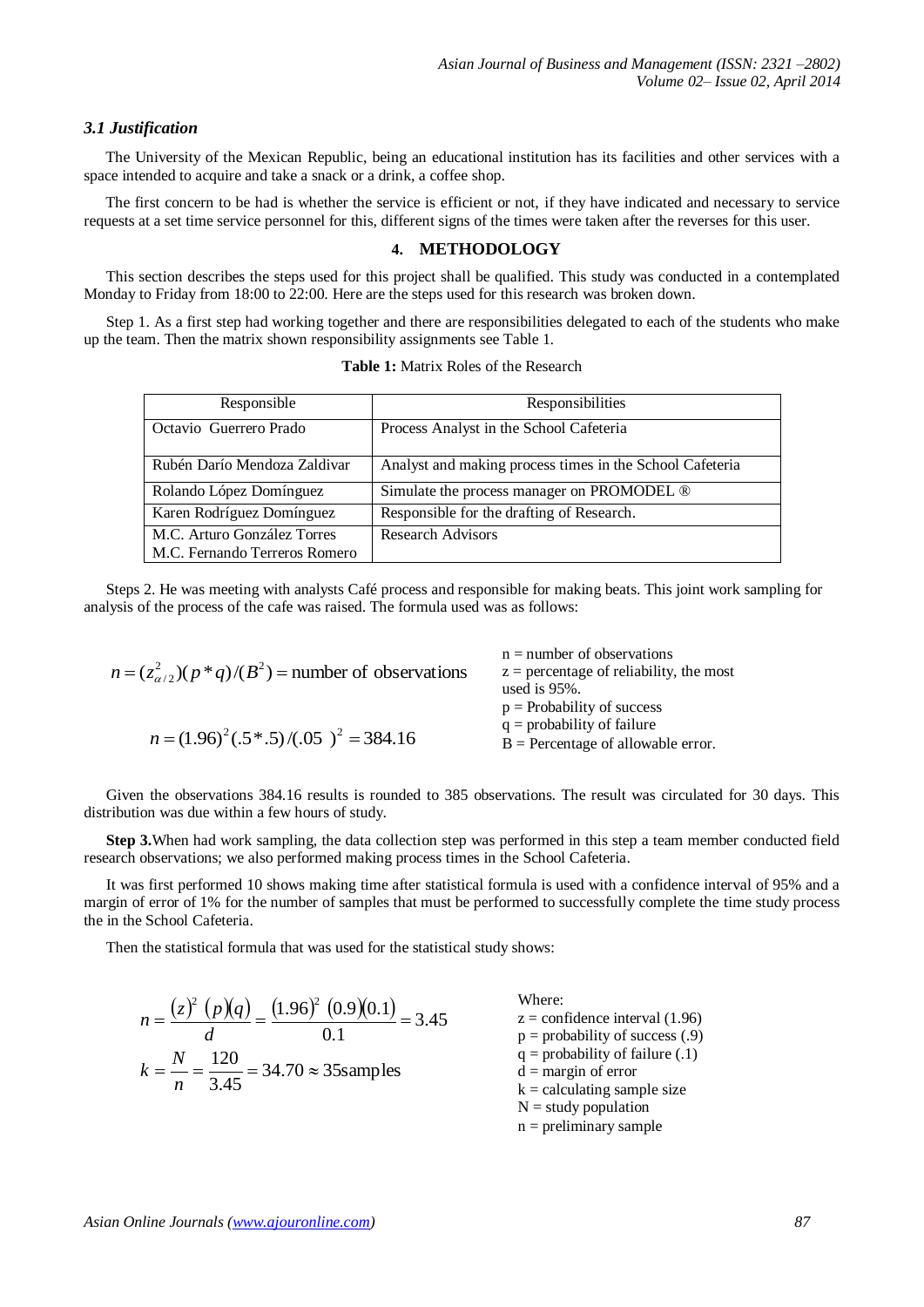### *3.1 Justification*

The University of the Mexican Republic, being an educational institution has its facilities and other services with a space intended to acquire and take a snack or a drink, a coffee shop.

The first concern to be had is whether the service is efficient or not, if they have indicated and necessary to service requests at a set time service personnel for this, different signs of the times were taken after the reverses for this user.

## 4. METHODOLOGY

This section describes the steps used for this project shall be qualified. This study was conducted in a contemplated Monday to Friday from 18:00 to 22:00. Here are the steps used for this research was broken down.

Step 1. As a first step had working together and there are responsibilities delegated to each of the students who make up the team. Then the matrix shown responsibility assignments see Table 1.

**Table 1:** Matrix Roles of the Research

| Responsible | Responsibilities |
|---|---|
| Octavio Guerrero Prado | Process Analyst in the School Cafeteria |
| Rubén Darío Mendoza Zaldivar | Analyst and making process times in the School Cafeteria |
| Rolando López Domínguez | Simulate the process manager on PROMODEL ® |
| Karen Rodríguez Domínguez | Responsible for the drafting of Research. |
| M.C. Arturo González Torres<br>M.C. Fernando Terreros Romero | Research Advisors |

Steps 2. He was meeting with analysts Café process and responsible for making beats. This joint work sampling for analysis of the process of the cafe was raised. The formula used was as follows:

$$n = (z^2_{\alpha/2})(p * q)/(B^2) = \text{number of observations}$$

$$n = (1.96)^2 (.5 * .5)/(.05\ )^2 = 384.16$$

n = number of observations
z = percentage of reliability, the most used is 95%.
p = Probability of success
q = probability of failure
B = Percentage of allowable error.

Given the observations 384.16 results is rounded to 385 observations. The result was circulated for 30 days. This distribution was due within a few hours of study.

**Step 3.** When had work sampling, the data collection step was performed in this step a team member conducted field research observations; we also performed making process times in the School Cafeteria.

It was first performed 10 shows making time after statistical formula is used with a confidence interval of 95% and a margin of error of 1% for the number of samples that must be performed to successfully complete the time study process the in the School Cafeteria.

Then the statistical formula that was used for the statistical study shows:

$$n = \frac{(z)^2\ (p)(q)}{d} = \frac{(1.96)^2\ (0.9)(0.1)}{0.1} = 3.45$$

$$k = \frac{N}{n} = \frac{120}{3.45} = 34.70 \approx 35\text{samples}$$

Where:
z = confidence interval (1.96)
p = probability of success (.9)
q = probability of failure (.1)
d = margin of error
k = calculating sample size
N = study population
n = preliminary sample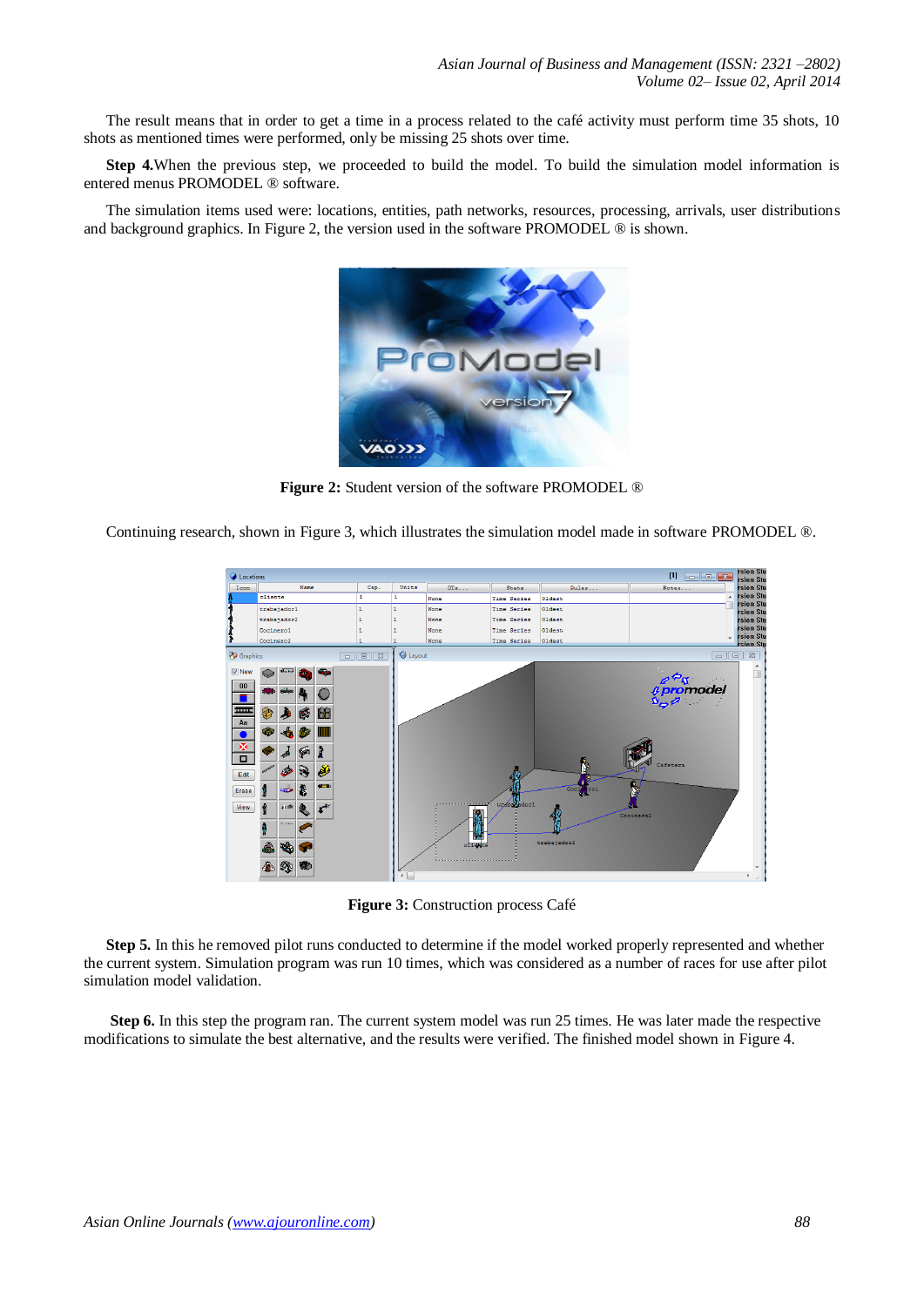The result means that in order to get a time in a process related to the café activity must perform time 35 shots, 10 shots as mentioned times were performed, only be missing 25 shots over time.

**Step 4.**When the previous step, we proceeded to build the model. To build the simulation model information is entered menus PROMODEL ® software.

The simulation items used were: locations, entities, path networks, resources, processing, arrivals, user distributions and background graphics. In Figure 2, the version used in the software PROMODEL ® is shown.

**Figure 2:** Student version of the software PROMODEL ®

Continuing research, shown in Figure 3, which illustrates the simulation model made in software PROMODEL ®.

**Figure 3:** Construction process Café

**Step 5.** In this he removed pilot runs conducted to determine if the model worked properly represented and whether the current system. Simulation program was run 10 times, which was considered as a number of races for use after pilot simulation model validation.

**Step 6.** In this step the program ran. The current system model was run 25 times. He was later made the respective modifications to simulate the best alternative, and the results were verified. The finished model shown in Figure 4.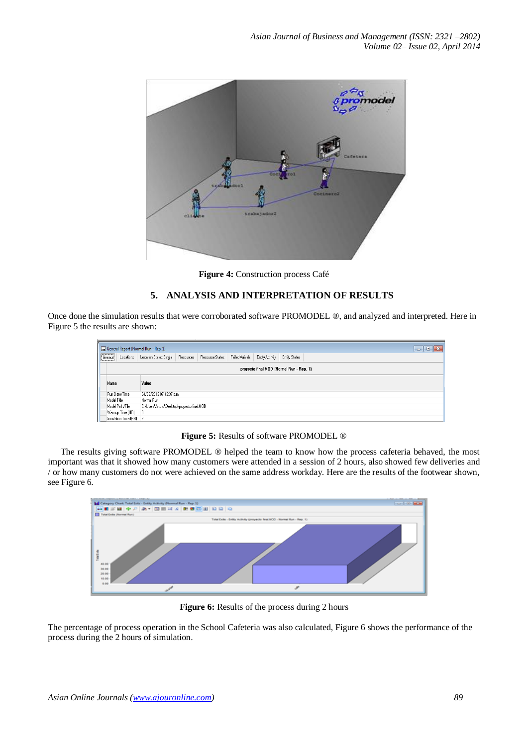**Figure 4:** Construction process Café

## 5. ANALYSIS AND INTERPRETATION OF RESULTS

Once done the simulation results that were corroborated software PROMODEL ®, and analyzed and interpreted. Here in Figure 5 the results are shown:

**Figure 5:** Results of software PROMODEL ®

The results giving software PROMODEL ® helped the team to know how the process cafeteria behaved, the most important was that it showed how many customers were attended in a session of 2 hours, also showed few deliveries and / or how many customers do not were achieved on the same address workday. Here are the results of the footwear shown, see Figure 6.

**Figure 6:** Results of the process during 2 hours

The percentage of process operation in the School Cafeteria was also calculated, Figure 6 shows the performance of the process during the 2 hours of simulation.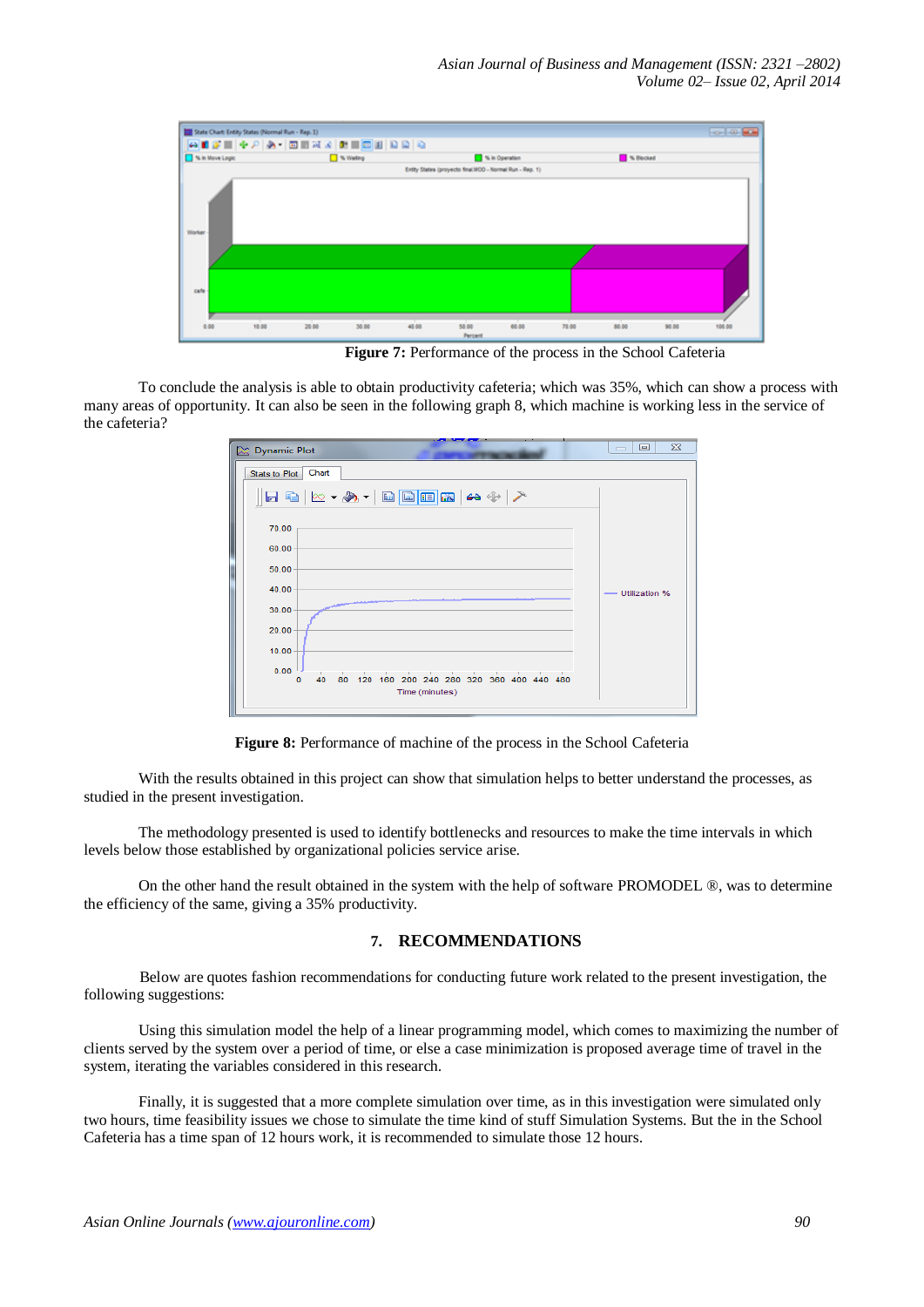**Figure 7:** Performance of the process in the School Cafeteria

To conclude the analysis is able to obtain productivity cafeteria; which was 35%, which can show a process with many areas of opportunity. It can also be seen in the following graph 8, which machine is working less in the service of the cafeteria?

**Figure 8:** Performance of machine of the process in the School Cafeteria

With the results obtained in this project can show that simulation helps to better understand the processes, as studied in the present investigation.

The methodology presented is used to identify bottlenecks and resources to make the time intervals in which levels below those established by organizational policies service arise.

On the other hand the result obtained in the system with the help of software PROMODEL ®, was to determine the efficiency of the same, giving a 35% productivity.

## 7. RECOMMENDATIONS

Below are quotes fashion recommendations for conducting future work related to the present investigation, the following suggestions:

Using this simulation model the help of a linear programming model, which comes to maximizing the number of clients served by the system over a period of time, or else a case minimization is proposed average time of travel in the system, iterating the variables considered in this research.

Finally, it is suggested that a more complete simulation over time, as in this investigation were simulated only two hours, time feasibility issues we chose to simulate the time kind of stuff Simulation Systems. But the in the School Cafeteria has a time span of 12 hours work, it is recommended to simulate those 12 hours.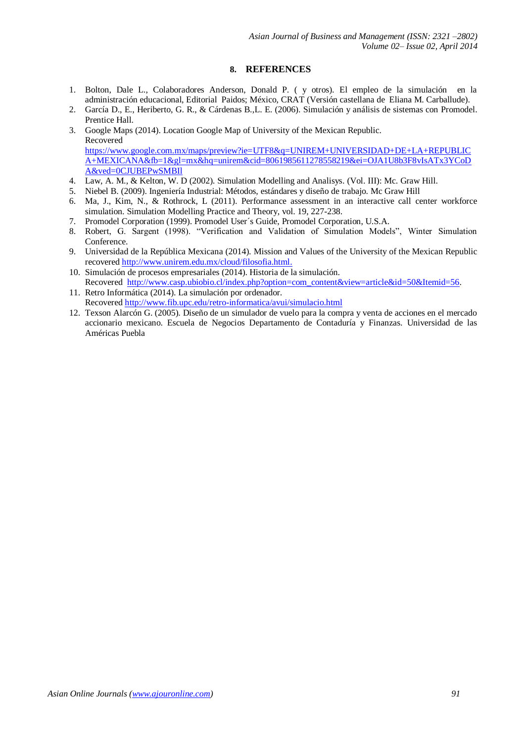## 8. REFERENCES

1. Bolton, Dale L., Colaboradores Anderson, Donald P. ( y otros). El empleo de la simulación en la administración educacional, Editorial Paidos; México, CRAT (Versión castellana de Eliana M. Carballude).
2. García D., E., Heriberto, G. R., & Cárdenas B.,L. E. (2006). Simulación y análisis de sistemas con Promodel. Prentice Hall.
3. Google Maps (2014). Location Google Map of University of the Mexican Republic. Recovered https://www.google.com.mx/maps/preview?ie=UTF8&q=UNIREM+UNIVERSIDAD+DE+LA+REPUBLICA+MEXICANA&fb=1&gl=mx&hq=unirem&cid=8061985611278558219&ei=OJA1U8b3F8vIsATx3YCoDA&ved=0CJUBEPwSMBIl
4. Law, A. M., & Kelton, W. D (2002). Simulation Modelling and Analisys. (Vol. III): Mc. Graw Hill.
5. Niebel B. (2009). Ingeniería Industrial: Métodos, estándares y diseño de trabajo. Mc Graw Hill
6. Ma, J., Kim, N., & Rothrock, L (2011). Performance assessment in an interactive call center workforce simulation. Simulation Modelling Practice and Theory, vol. 19, 227-238.
7. Promodel Corporation (1999). Promodel User´s Guide, Promodel Corporation, U.S.A.
8. Robert, G. Sargent (1998). "Verification and Validation of Simulation Models", Winter Simulation Conference.
9. Universidad de la República Mexicana (2014). Mission and Values of the University of the Mexican Republic recovered http://www.unirem.edu.mx/cloud/filosofia.html.
10. Simulación de procesos empresariales (2014). Historia de la simulación. Recovered http://www.casp.ubiobio.cl/index.php?option=com_content&view=article&id=50&Itemid=56.
11. Retro Informática (2014). La simulación por ordenador. Recovered http://www.fib.upc.edu/retro-informatica/avui/simulacio.html
12. Texson Alarcón G. (2005). Diseño de un simulador de vuelo para la compra y venta de acciones en el mercado accionario mexicano. Escuela de Negocios Departamento de Contaduría y Finanzas. Universidad de las Américas Puebla